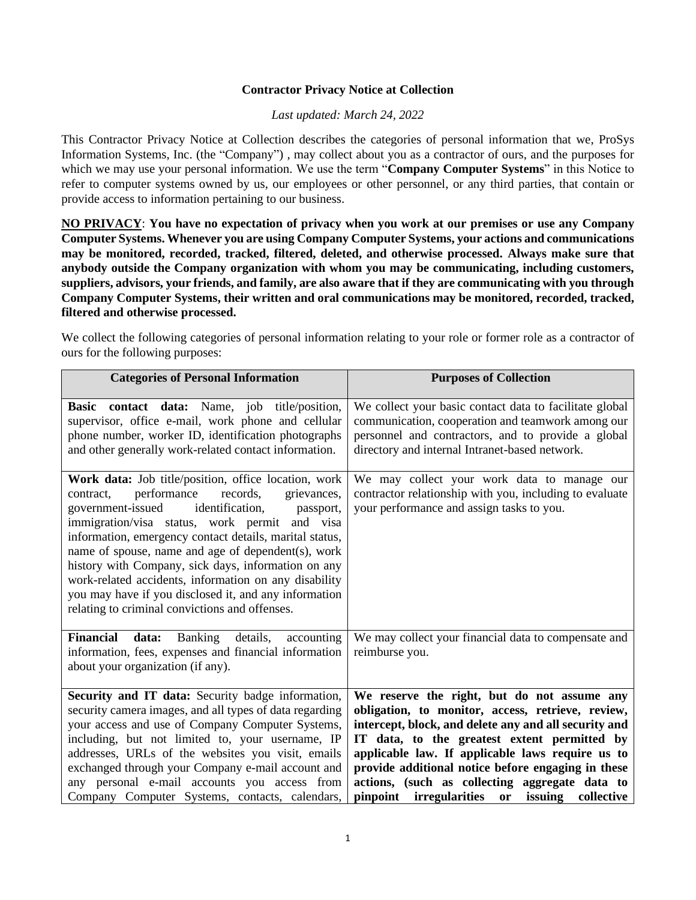**Contractor Privacy Notice at Collection**

*Last updated: March 24, 2022*

This Contractor Privacy Notice at Collection describes the categories of personal information that we, ProSys Information Systems, Inc. (the "Company") , may collect about you as a contractor of ours, and the purposes for which we may use your personal information. We use the term "**Company Computer Systems**" in this Notice to refer to computer systems owned by us, our employees or other personnel, or any third parties, that contain or provide access to information pertaining to our business.

**NO PRIVACY**: **You have no expectation of privacy when you work at our premises or use any Company Computer Systems. Whenever you are using Company Computer Systems, your actions and communications may be monitored, recorded, tracked, filtered, deleted, and otherwise processed. Always make sure that anybody outside the Company organization with whom you may be communicating, including customers, suppliers, advisors, your friends, and family, are also aware that if they are communicating with you through Company Computer Systems, their written and oral communications may be monitored, recorded, tracked, filtered and otherwise processed.**

We collect the following categories of personal information relating to your role or former role as a contractor of ours for the following purposes:

| Categories of Personal Information | Purposes of Collection |
|---|---|
| **Basic contact data:** Name, job title/position, supervisor, office e-mail, work phone and cellular phone number, worker ID, identification photographs and other generally work-related contact information. | We collect your basic contact data to facilitate global communication, cooperation and teamwork among our personnel and contractors, and to provide a global directory and internal Intranet-based network. |
| **Work data:** Job title/position, office location, work contract, performance records, grievances, government-issued identification, passport, immigration/visa status, work permit and visa information, emergency contact details, marital status, name of spouse, name and age of dependent(s), work history with Company, sick days, information on any work-related accidents, information on any disability you may have if you disclosed it, and any information relating to criminal convictions and offenses. | We may collect your work data to manage our contractor relationship with you, including to evaluate your performance and assign tasks to you. |
| **Financial data:** Banking details, accounting information, fees, expenses and financial information about your organization (if any). | We may collect your financial data to compensate and reimburse you. |
| **Security and IT data:** Security badge information, security camera images, and all types of data regarding your access and use of Company Computer Systems, including, but not limited to, your username, IP addresses, URLs of the websites you visit, emails exchanged through your Company e-mail account and any personal e-mail accounts you access from Company Computer Systems, contacts, calendars, | **We reserve the right, but do not assume any obligation, to monitor, access, retrieve, review, intercept, block, and delete any and all security and IT data, to the greatest extent permitted by applicable law. If applicable laws require us to provide additional notice before engaging in these actions, (such as collecting aggregate data to pinpoint irregularities or issuing collective** |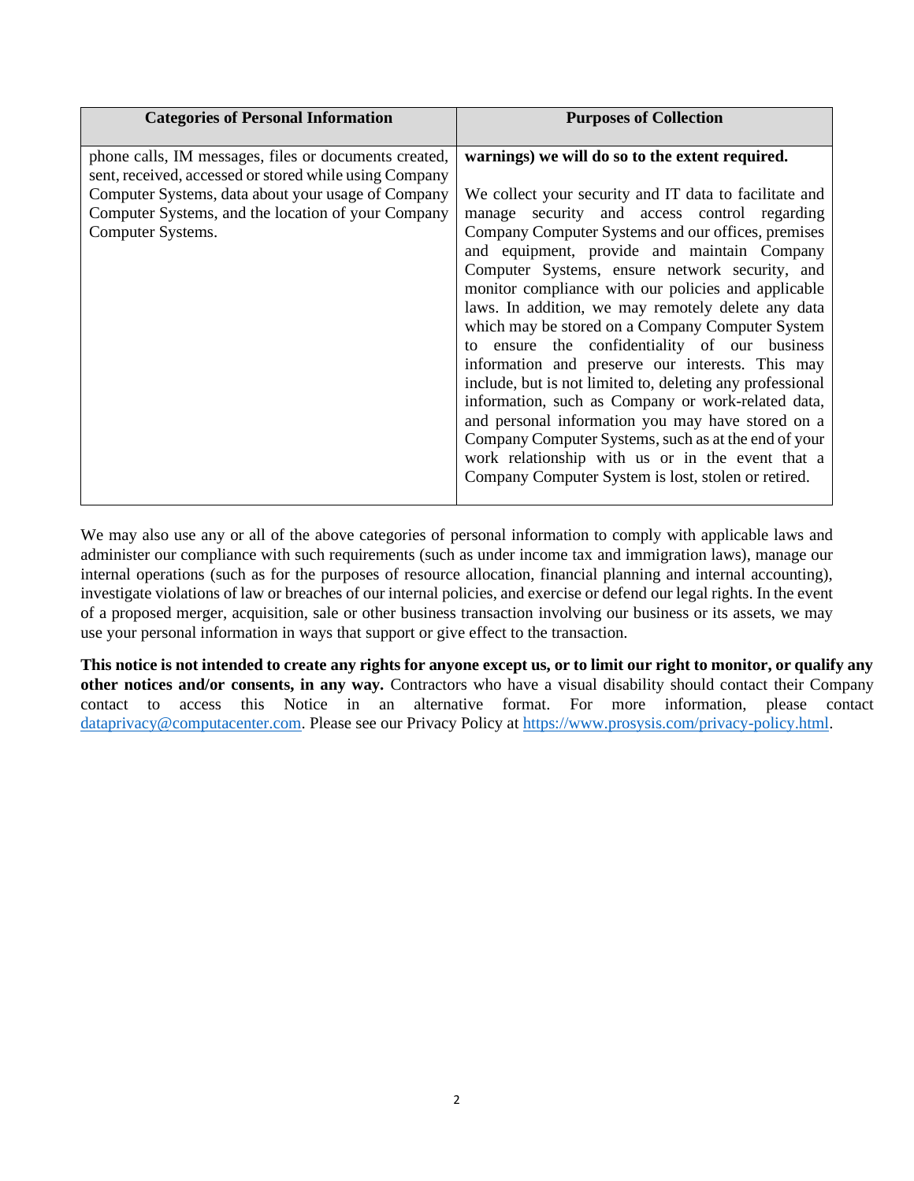| Categories of Personal Information | Purposes of Collection |
| --- | --- |
| phone calls, IM messages, files or documents created, sent, received, accessed or stored while using Company Computer Systems, data about your usage of Company Computer Systems, and the location of your Company Computer Systems. | **warnings) we will do so to the extent required.**<br><br>We collect your security and IT data to facilitate and manage security and access control regarding Company Computer Systems and our offices, premises and equipment, provide and maintain Company Computer Systems, ensure network security, and monitor compliance with our policies and applicable laws. In addition, we may remotely delete any data which may be stored on a Company Computer System to ensure the confidentiality of our business information and preserve our interests. This may include, but is not limited to, deleting any professional information, such as Company or work-related data, and personal information you may have stored on a Company Computer Systems, such as at the end of your work relationship with us or in the event that a Company Computer System is lost, stolen or retired. |

We may also use any or all of the above categories of personal information to comply with applicable laws and administer our compliance with such requirements (such as under income tax and immigration laws), manage our internal operations (such as for the purposes of resource allocation, financial planning and internal accounting), investigate violations of law or breaches of our internal policies, and exercise or defend our legal rights. In the event of a proposed merger, acquisition, sale or other business transaction involving our business or its assets, we may use your personal information in ways that support or give effect to the transaction.

**This notice is not intended to create any rights for anyone except us, or to limit our right to monitor, or qualify any other notices and/or consents, in any way.** Contractors who have a visual disability should contact their Company contact to access this Notice in an alternative format. For more information, please contact [dataprivacy@computacenter.com](mailto:dataprivacy@computacenter.com). Please see our Privacy Policy at [https://www.prosysis.com/privacy-policy.html](https://www.prosysis.com/privacy-policy.html).